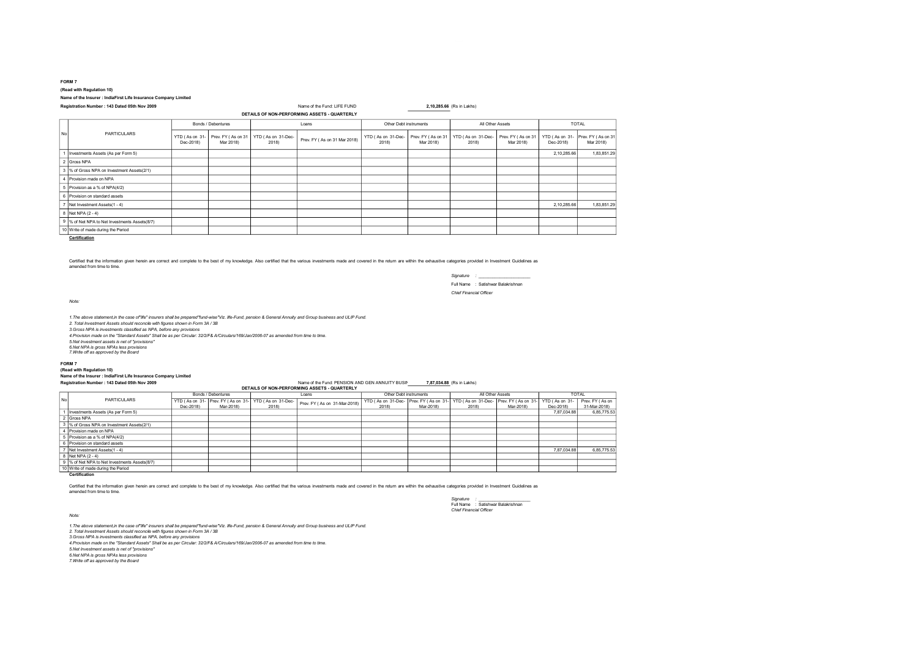**FORM 7**

**(Read with Regulation 10)**

**Name of the Insurer : IndiaFirst Life Insurance Company Limited**

**Registration Number : 143 Dated 05th Nov 2009**

Name of the Fund: LIFE FUND **2,10,285.66** (Rs in Lakhs)

**DETAILS OF NON-PERFORMING ASSETS - QUARTERLY**

| No | PARTICULARS | Bonds / Debentures | | Loans | | Other Debt instruments | | All Other Assets | | TOTAL | |
|---|---|---|---|---|---|---|---|---|---|---|---|
| | | YTD ( As on 31-Dec-2018) | Prev. FY ( As on 31 Mar 2018) | YTD ( As on 31-Dec-2018) | Prev. FY ( As on 31 Mar 2018) | YTD ( As on 31-Dec-2018) | Prev. FY ( As on 31 Mar 2018) | YTD ( As on 31-Dec-2018) | Prev. FY ( As on 31 Mar 2018) | YTD ( As on 31-Dec-2018) | Prev. FY ( As on 31 Mar 2018) |
| 1 | Investments Assets (As per Form 5) | | | | | | | | | 2,10,285.66 | 1,83,851.29 |
| 2 | Gross NPA | | | | | | | | | | |
| 3 | % of Gross NPA on Investment Assets(2/1) | | | | | | | | | | |
| 4 | Provision made on NPA | | | | | | | | | | |
| 5 | Provision as a % of NPA(4/2) | | | | | | | | | | |
| 6 | Provision on standard assets | | | | | | | | | | |
| 7 | Net Investment Assets(1 - 4) | | | | | | | | | 2,10,285.66 | 1,83,851.29 |
| 8 | Net NPA (2 - 4) | | | | | | | | | | |
| 9 | % of Net NPA to Net Investments Assets(8/7) | | | | | | | | | | |
| 10 | Write of made during the Period | | | | | | | | | | |

**Certification**

Certified that the information given herein are correct and complete to the best of my knowledge. Also certified that the various investments made and covered in the return are within the exhaustive categories provided in Investment Guidelines as amended from time to time.

*Signature* : ____________________

Full Name : Satishwar Balakrishnan

*Chief Financial Officer*

*Note:*

*1.The above statement,in the case of"life" insurers shall be prepared"fund-wise"Viz. life-Fund, pension & General Annuity and Group business and ULIP Fund.*

*2. Total Investment Assets should reconcile with figures shown in Form 3A / 3B*

*3.Gross NPA is investments classified as NPA, before any provisions*

*4.Provision made on the "Standard Assets" Shall be as per Circular: 32/2/F& A/Circulars/169/Jan/2006-07 as amended from time to time.*

*5.Net Investment assets is net of "provisions"*

*6.Net NPA is gross NPAs less provisions*

*7.Write off as approved by the Board*

**FORM 7**

**(Read with Regulation 10)**

**Name of the Insurer : IndiaFirst Life Insurance Company Limited**

**Registration Number : 143 Dated 05th Nov 2009**

Name of the Fund: PENSION AND GEN ANNUITY BUSIN **7,87,034.88** (Rs in Lakhs)

**DETAILS OF NON-PERFORMING ASSETS - QUARTERLY**

| No | PARTICULARS | Bonds / Debentures | | Loans | | Other Debt instruments | | All Other Assets | | TOTAL | |
|---|---|---|---|---|---|---|---|---|---|---|---|
| | | YTD ( As on 31-Dec-2018) | Prev. FY ( As on 31-Mar-2018) | YTD ( As on 31-Dec-2018) | Prev. FY ( As on 31-Mar-2018) | YTD ( As on 31-Dec-2018) | Prev. FY ( As on 31-Mar-2018) | YTD ( As on 31-Dec-2018) | Prev. FY ( As on 31-Mar-2018) | YTD ( As on 31-Dec-2018) | Prev. FY ( As on 31-Mar-2018) |
| 1 | Investments Assets (As per Form 5) | | | | | | | | | 7,87,034.88 | 6,85,775.53 |
| 2 | Gross NPA | | | | | | | | | | |
| 3 | % of Gross NPA on Investment Assets(2/1) | | | | | | | | | | |
| 4 | Provision made on NPA | | | | | | | | | | |
| 5 | Provision as a % of NPA(4/2) | | | | | | | | | | |
| 6 | Provision on standard assets | | | | | | | | | | |
| 7 | Net Investment Assets(1 - 4) | | | | | | | | | 7,87,034.88 | 6,85,775.53 |
| 8 | Net NPA (2 - 4) | | | | | | | | | | |
| 9 | % of Net NPA to Net Investments Assets(8/7) | | | | | | | | | | |
| 10 | Write of made during the Period | | | | | | | | | | |

**Certification**

Certified that the information given herein are correct and complete to the best of my knowledge. Also certified that the various investments made and covered in the return are within the exhaustive categories provided in Investment Guidelines as amended from time to time.

*Signature* : ____________________

Full Name : Satishwar Balakrishnan

*Chief Financial Officer*

*Note:*

*1.The above statement,in the case of"life" insurers shall be prepared"fund-wise"Viz. life-Fund, pension & General Annuity and Group business and ULIP Fund.*

*2. Total Investment Assets should reconcile with figures shown in Form 3A / 3B*

*3.Gross NPA is investments classified as NPA, before any provisions*

*4.Provision made on the "Standard Assets" Shall be as per Circular: 32/2/F& A/Circulars/169/Jan/2006-07 as amended from time to time.*

*5.Net Investment assets is net of "provisions"*

*6.Net NPA is gross NPAs less provisions*

*7.Write off as approved by the Board*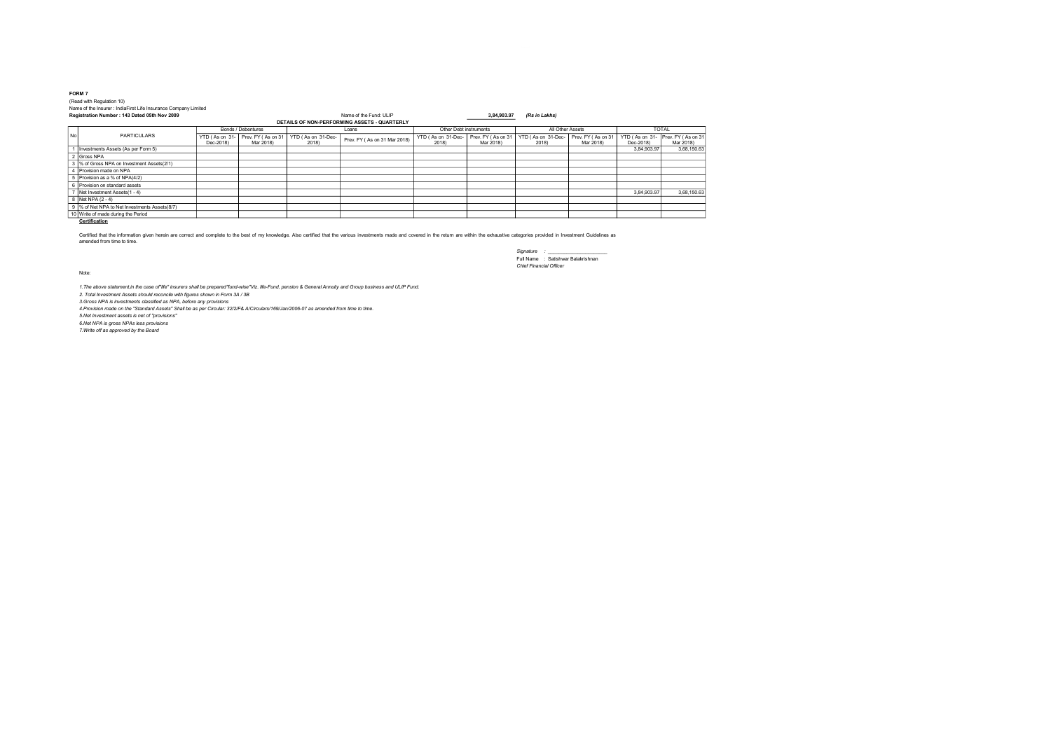**FORM 7**

(Read with Regulation 10)

Name of the Insurer : IndiaFirst Life Insurance Company Limited

**Registration Number : 143 Dated 05th Nov 2009**

Name of the Fund: ULIP **3,84,903.97** ***(Rs in Lakhs)***

**DETAILS OF NON-PERFORMING ASSETS - QUARTERLY**

| No | PARTICULARS | Bonds / Debentures | | Loans | | Other Debt instruments | | All Other Assets | | TOTAL | |
|---|---|---|---|---|---|---|---|---|---|---|---|
| | | YTD ( As on 31-Dec-2018) | Prev. FY ( As on 31 Mar 2018) | YTD ( As on 31-Dec-2018) | Prev. FY ( As on 31 Mar 2018) | YTD ( As on 31-Dec-2018) | Prev. FY ( As on 31 Mar 2018) | YTD ( As on 31-Dec-2018) | Prev. FY ( As on 31 Mar 2018) | YTD ( As on 31-Dec-2018) | Prev. FY ( As on 31 Mar 2018) |
| 1 | Investments Assets (As per Form 5) | | | | | | | | | 3,84,903.97 | 3,68,150.63 |
| 2 | Gross NPA | | | | | | | | | | |
| 3 | % of Gross NPA on Investment Assets(2/1) | | | | | | | | | | |
| 4 | Provision made on NPA | | | | | | | | | | |
| 5 | Provision as a % of NPA(4/2) | | | | | | | | | | |
| 6 | Provision on standard assets | | | | | | | | | | |
| 7 | Net Investment Assets(1 - 4) | | | | | | | | | 3,84,903.97 | 3,68,150.63 |
| 8 | Net NPA (2 - 4) | | | | | | | | | | |
| 9 | % of Net NPA to Net Investments Assets(8/7) | | | | | | | | | | |
| 10 | Write of made during the Period | | | | | | | | | | |

**Certification**

Certified that the information given herein are correct and complete to the best of my knowledge. Also certified that the various investments made and covered in the return are within the exhaustive categories provided in Investment Guidelines as amended from time to time.

*Signature* : ______________________

Full Name : Satishwar Balakrishnan

*Chief Financial Officer*

Note:

*1.The above statement,in the case of"life" insurers shall be prepared"fund-wise"Viz. life-Fund, pension & General Annuity and Group business and ULIP Fund.*

*2. Total Investment Assets should reconcile with figures shown in Form 3A / 3B*

*3.Gross NPA is investments classified as NPA, before any provisions*

*4.Provision made on the "Standard Assets" Shall be as per Circular: 32/2/F& A/Circulars/169/Jan/2006-07 as amended from time to time.*

*5.Net Investment assets is net of "provisions"*

*6.Net NPA is gross NPAs less provisions*

*7.Write off as approved by the Board*